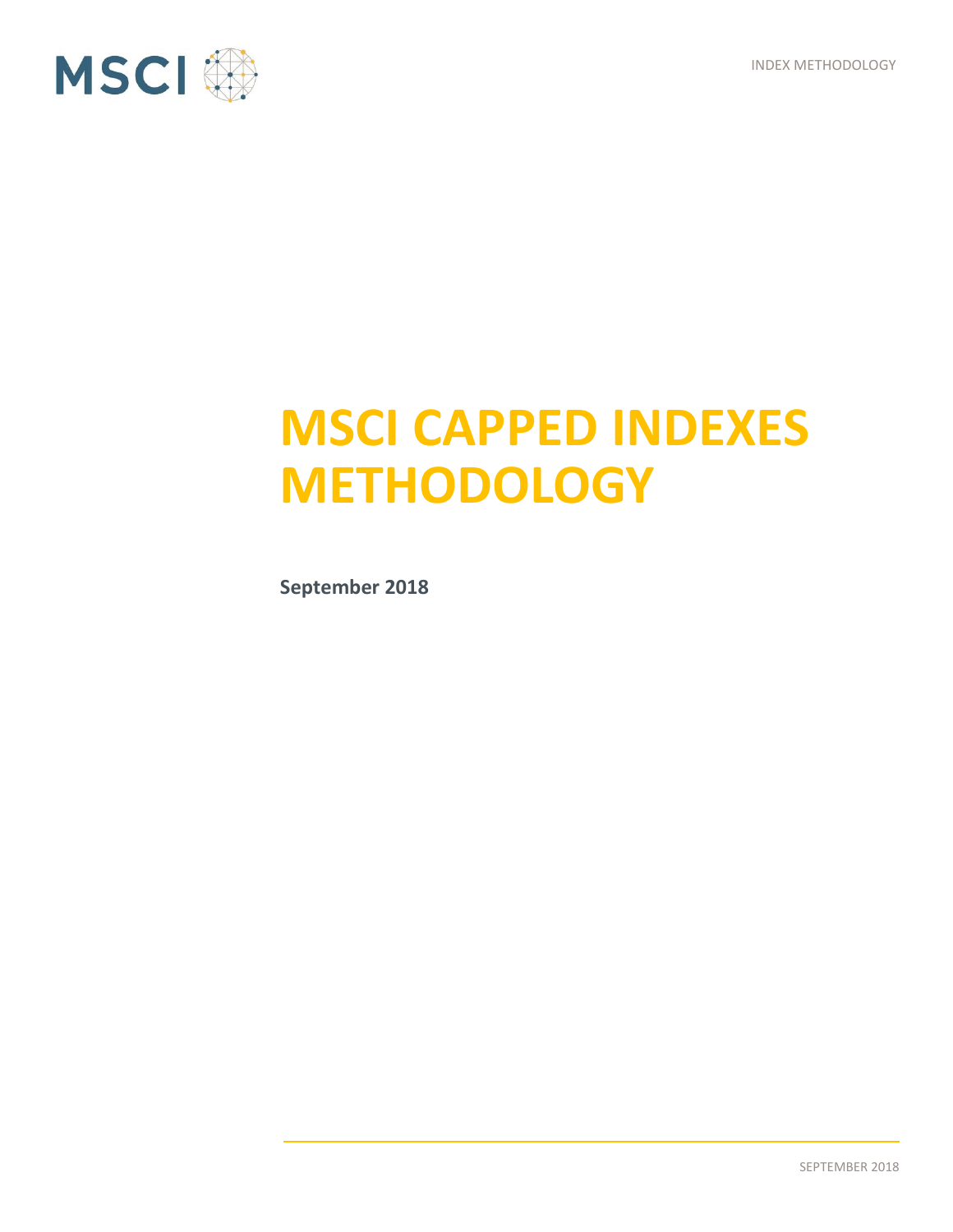# MSCI CAPPED INDEXES METHODOLOGY

**September 2018**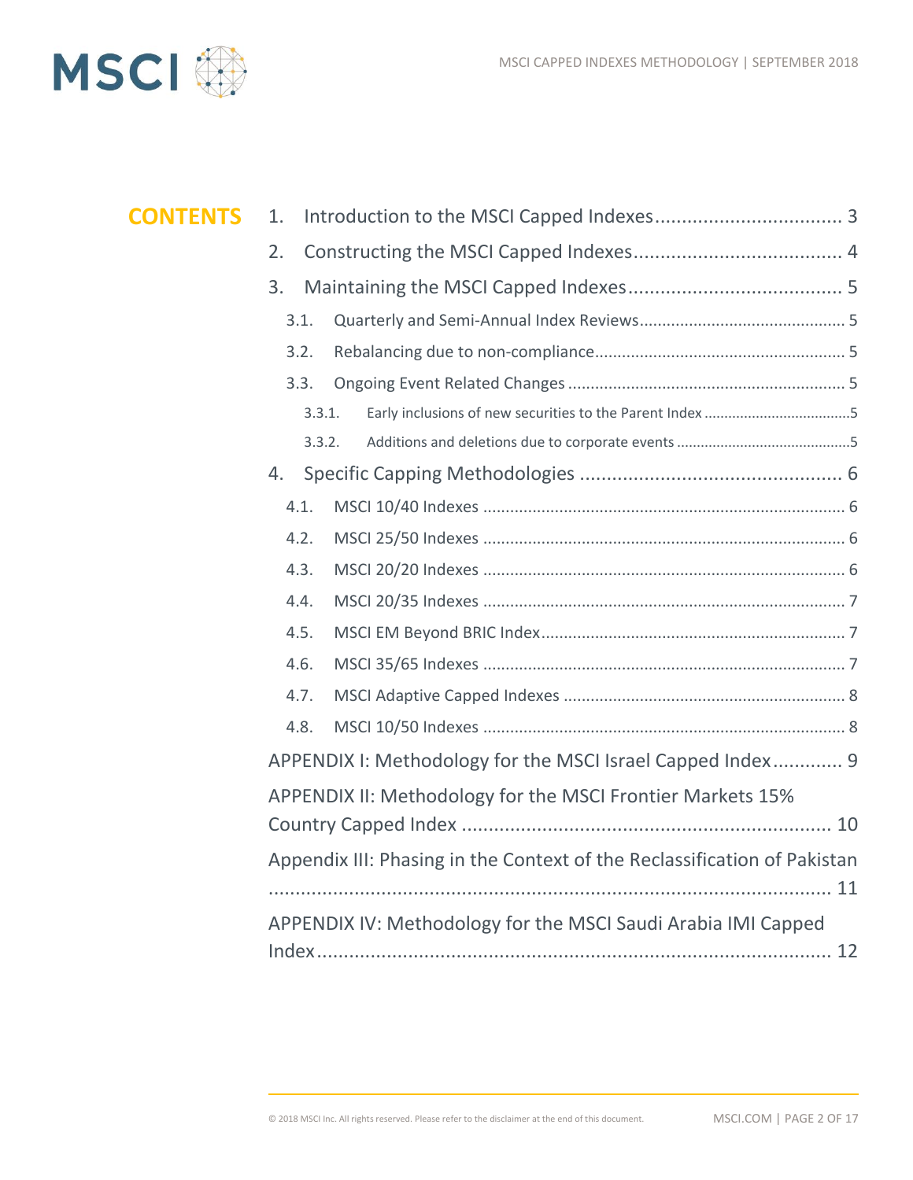# CONTENTS

1. Introduction to the MSCI Capped Indexes .................................. 3
2. Constructing the MSCI Capped Indexes ...................................... 4
3. Maintaining the MSCI Capped Indexes ....................................... 5
   - 3.1. Quarterly and Semi-Annual Index Reviews ............................................ 5
   - 3.2. Rebalancing due to non-compliance ...................................................... 5
   - 3.3. Ongoing Event Related Changes ............................................................ 5
     - 3.3.1. Early inclusions of new securities to the Parent Index ....................................5
     - 3.3.2. Additions and deletions due to corporate events ..........................................5
4. Specific Capping Methodologies ................................................ 6
   - 4.1. MSCI 10/40 Indexes ............................................................................... 6
   - 4.2. MSCI 25/50 Indexes ............................................................................... 6
   - 4.3. MSCI 20/20 Indexes ............................................................................... 6
   - 4.4. MSCI 20/35 Indexes ............................................................................... 7
   - 4.5. MSCI EM Beyond BRIC Index .................................................................. 7
   - 4.6. MSCI 35/65 Indexes ............................................................................... 7
   - 4.7. MSCI Adaptive Capped Indexes ............................................................. 8
   - 4.8. MSCI 10/50 Indexes ............................................................................... 8

APPENDIX I: Methodology for the MSCI Israel Capped Index ............ 9

APPENDIX II: Methodology for the MSCI Frontier Markets 15% Country Capped Index ................................................................... 10

Appendix III: Phasing in the Context of the Reclassification of Pakistan ........................................................................................ 11

APPENDIX IV: Methodology for the MSCI Saudi Arabia IMI Capped Index ................................................................................ 12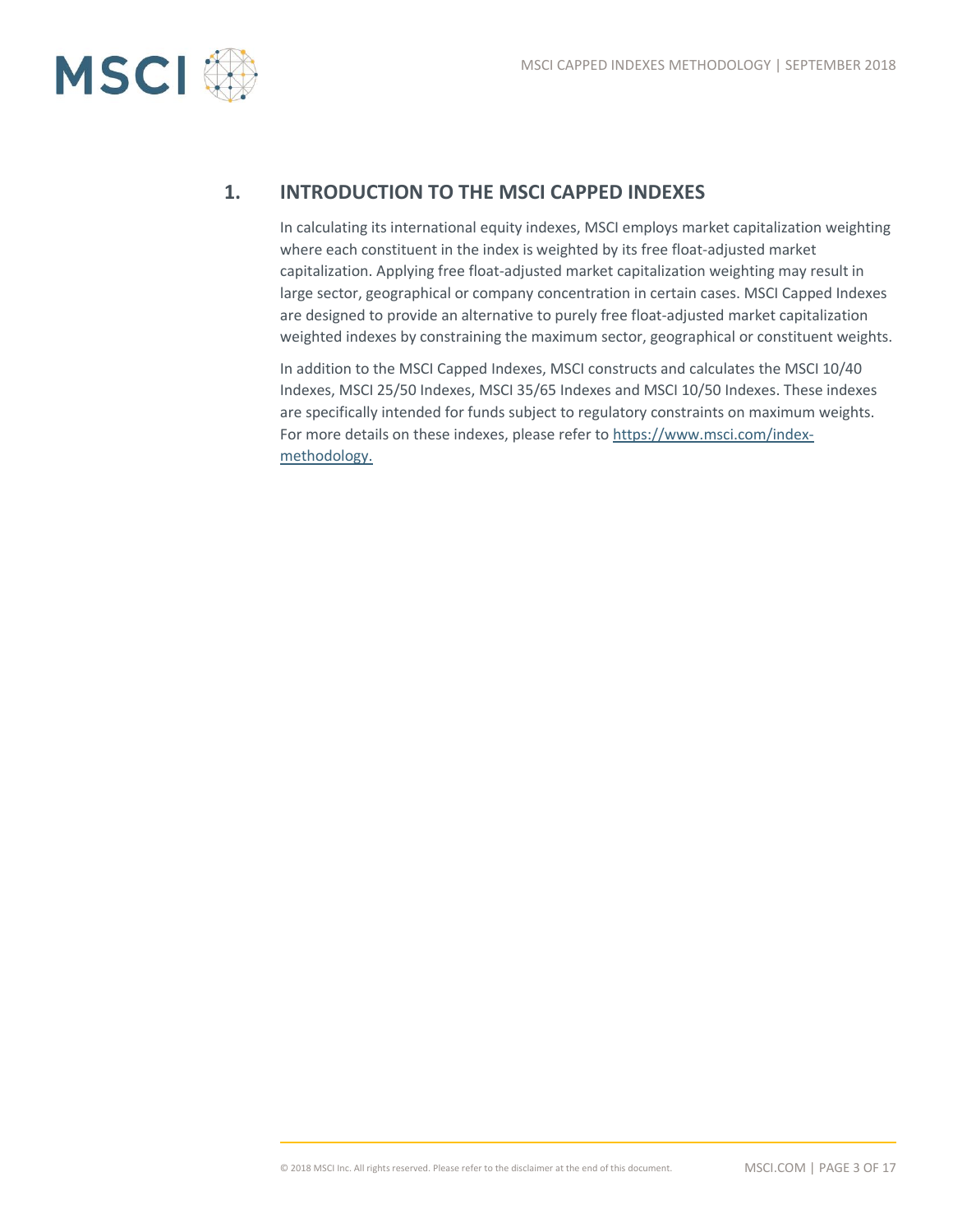# 1. INTRODUCTION TO THE MSCI CAPPED INDEXES

In calculating its international equity indexes, MSCI employs market capitalization weighting where each constituent in the index is weighted by its free float-adjusted market capitalization. Applying free float-adjusted market capitalization weighting may result in large sector, geographical or company concentration in certain cases. MSCI Capped Indexes are designed to provide an alternative to purely free float-adjusted market capitalization weighted indexes by constraining the maximum sector, geographical or constituent weights.

In addition to the MSCI Capped Indexes, MSCI constructs and calculates the MSCI 10/40 Indexes, MSCI 25/50 Indexes, MSCI 35/65 Indexes and MSCI 10/50 Indexes. These indexes are specifically intended for funds subject to regulatory constraints on maximum weights. For more details on these indexes, please refer to [https://www.msci.com/index-methodology.](https://www.msci.com/index-methodology)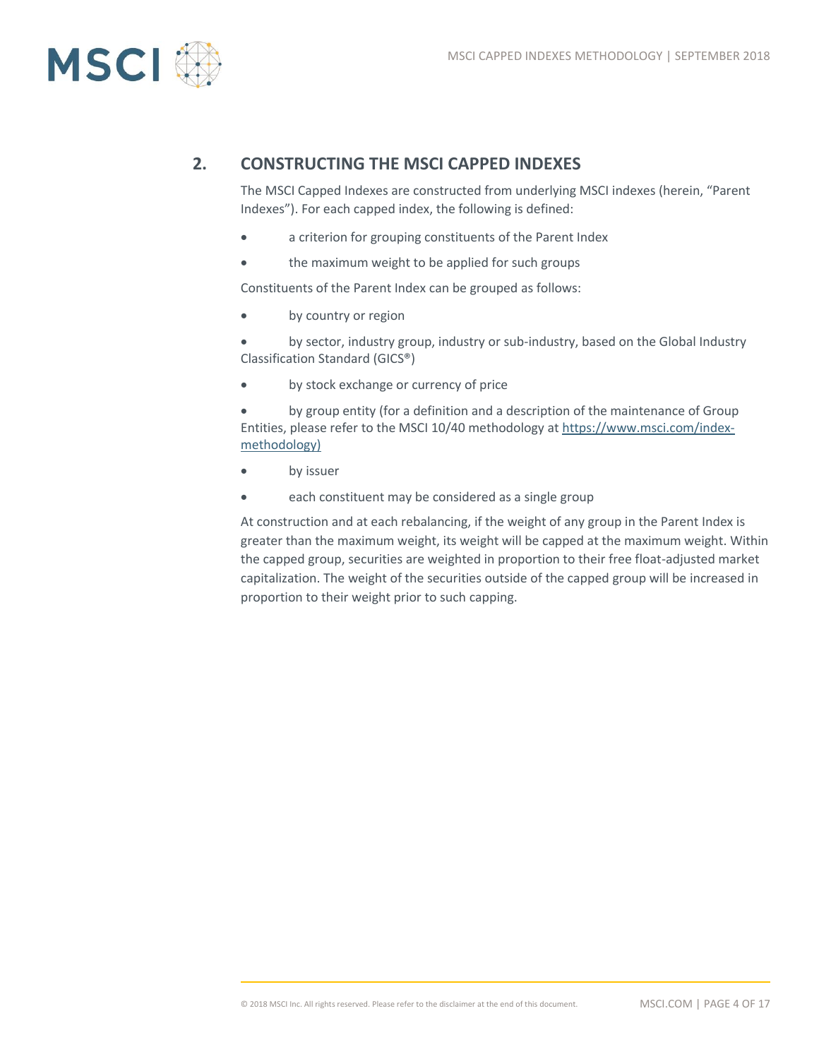## 2. CONSTRUCTING THE MSCI CAPPED INDEXES

The MSCI Capped Indexes are constructed from underlying MSCI indexes (herein, "Parent Indexes"). For each capped index, the following is defined:

- a criterion for grouping constituents of the Parent Index
- the maximum weight to be applied for such groups

Constituents of the Parent Index can be grouped as follows:

- by country or region
- by sector, industry group, industry or sub-industry, based on the Global Industry Classification Standard (GICS®)
- by stock exchange or currency of price
- by group entity (for a definition and a description of the maintenance of Group Entities, please refer to the MSCI 10/40 methodology at https://www.msci.com/index-methodology)
- by issuer
- each constituent may be considered as a single group

At construction and at each rebalancing, if the weight of any group in the Parent Index is greater than the maximum weight, its weight will be capped at the maximum weight. Within the capped group, securities are weighted in proportion to their free float-adjusted market capitalization. The weight of the securities outside of the capped group will be increased in proportion to their weight prior to such capping.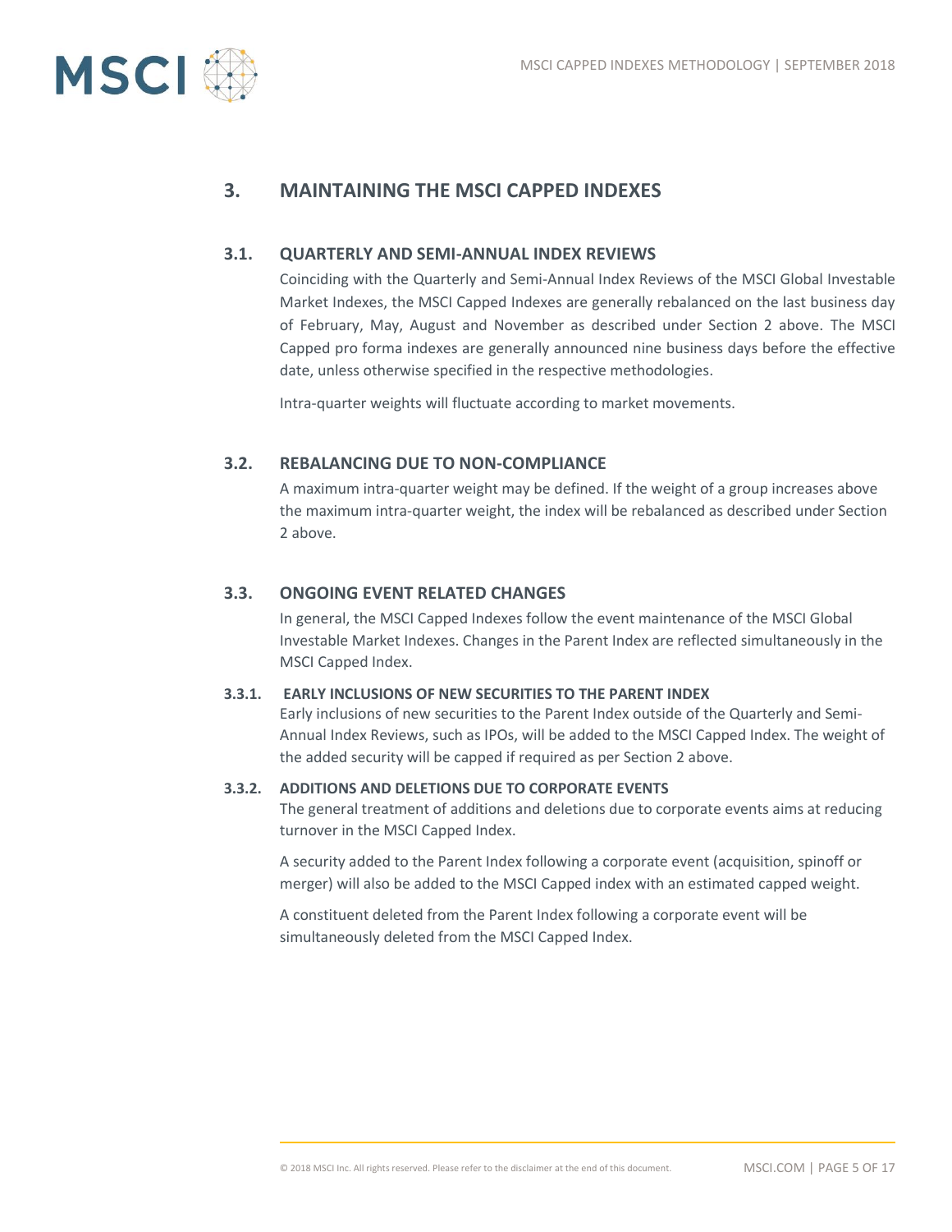# 3. MAINTAINING THE MSCI CAPPED INDEXES

## 3.1. QUARTERLY AND SEMI-ANNUAL INDEX REVIEWS

Coinciding with the Quarterly and Semi-Annual Index Reviews of the MSCI Global Investable Market Indexes, the MSCI Capped Indexes are generally rebalanced on the last business day of February, May, August and November as described under Section 2 above. The MSCI Capped pro forma indexes are generally announced nine business days before the effective date, unless otherwise specified in the respective methodologies.

Intra-quarter weights will fluctuate according to market movements.

## 3.2. REBALANCING DUE TO NON-COMPLIANCE

A maximum intra-quarter weight may be defined. If the weight of a group increases above the maximum intra-quarter weight, the index will be rebalanced as described under Section 2 above.

## 3.3. ONGOING EVENT RELATED CHANGES

In general, the MSCI Capped Indexes follow the event maintenance of the MSCI Global Investable Market Indexes. Changes in the Parent Index are reflected simultaneously in the MSCI Capped Index.

### 3.3.1. EARLY INCLUSIONS OF NEW SECURITIES TO THE PARENT INDEX

Early inclusions of new securities to the Parent Index outside of the Quarterly and Semi-Annual Index Reviews, such as IPOs, will be added to the MSCI Capped Index. The weight of the added security will be capped if required as per Section 2 above.

### 3.3.2. ADDITIONS AND DELETIONS DUE TO CORPORATE EVENTS

The general treatment of additions and deletions due to corporate events aims at reducing turnover in the MSCI Capped Index.

A security added to the Parent Index following a corporate event (acquisition, spinoff or merger) will also be added to the MSCI Capped index with an estimated capped weight.

A constituent deleted from the Parent Index following a corporate event will be simultaneously deleted from the MSCI Capped Index.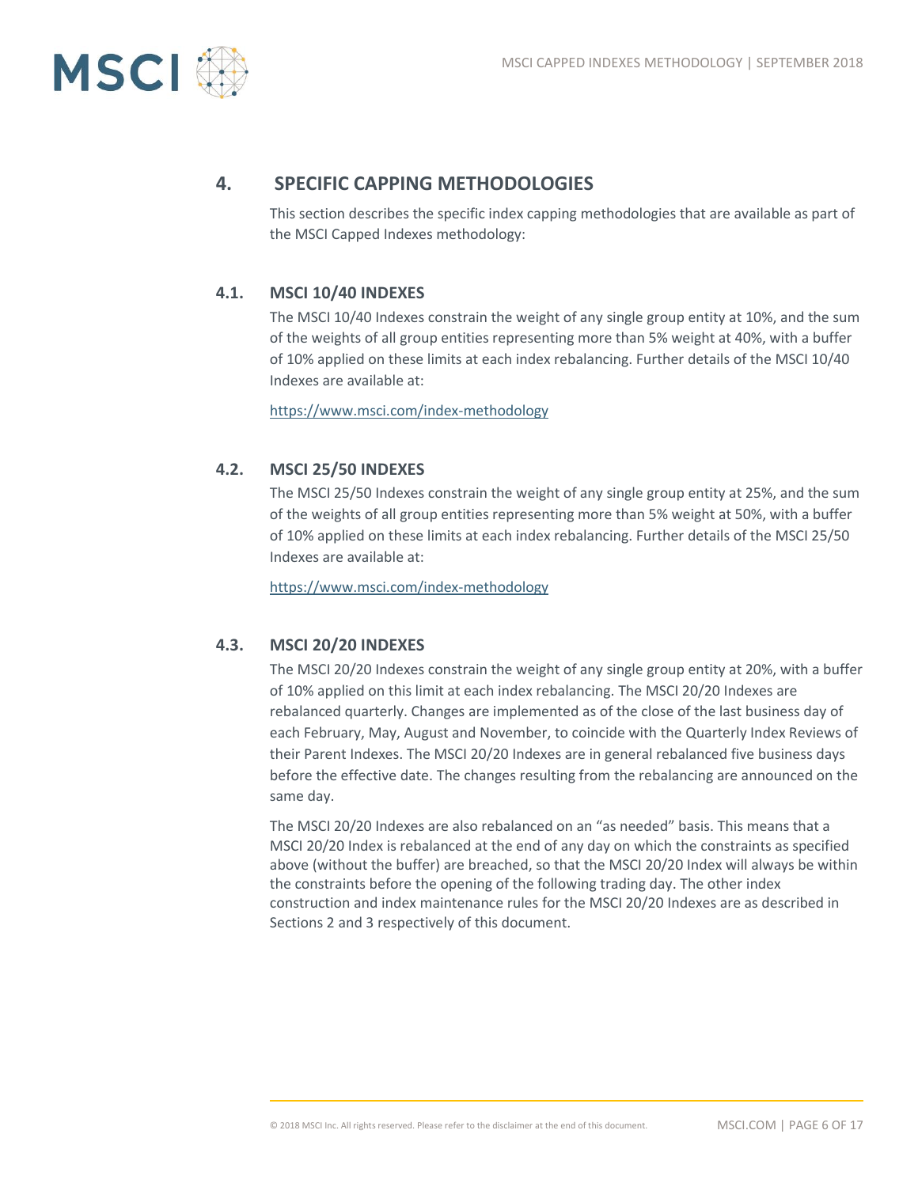## 4. SPECIFIC CAPPING METHODOLOGIES

This section describes the specific index capping methodologies that are available as part of the MSCI Capped Indexes methodology:

### 4.1. MSCI 10/40 INDEXES

The MSCI 10/40 Indexes constrain the weight of any single group entity at 10%, and the sum of the weights of all group entities representing more than 5% weight at 40%, with a buffer of 10% applied on these limits at each index rebalancing. Further details of the MSCI 10/40 Indexes are available at:

https://www.msci.com/index-methodology

### 4.2. MSCI 25/50 INDEXES

The MSCI 25/50 Indexes constrain the weight of any single group entity at 25%, and the sum of the weights of all group entities representing more than 5% weight at 50%, with a buffer of 10% applied on these limits at each index rebalancing. Further details of the MSCI 25/50 Indexes are available at:

https://www.msci.com/index-methodology

### 4.3. MSCI 20/20 INDEXES

The MSCI 20/20 Indexes constrain the weight of any single group entity at 20%, with a buffer of 10% applied on this limit at each index rebalancing. The MSCI 20/20 Indexes are rebalanced quarterly. Changes are implemented as of the close of the last business day of each February, May, August and November, to coincide with the Quarterly Index Reviews of their Parent Indexes. The MSCI 20/20 Indexes are in general rebalanced five business days before the effective date. The changes resulting from the rebalancing are announced on the same day.

The MSCI 20/20 Indexes are also rebalanced on an "as needed" basis. This means that a MSCI 20/20 Index is rebalanced at the end of any day on which the constraints as specified above (without the buffer) are breached, so that the MSCI 20/20 Index will always be within the constraints before the opening of the following trading day. The other index construction and index maintenance rules for the MSCI 20/20 Indexes are as described in Sections 2 and 3 respectively of this document.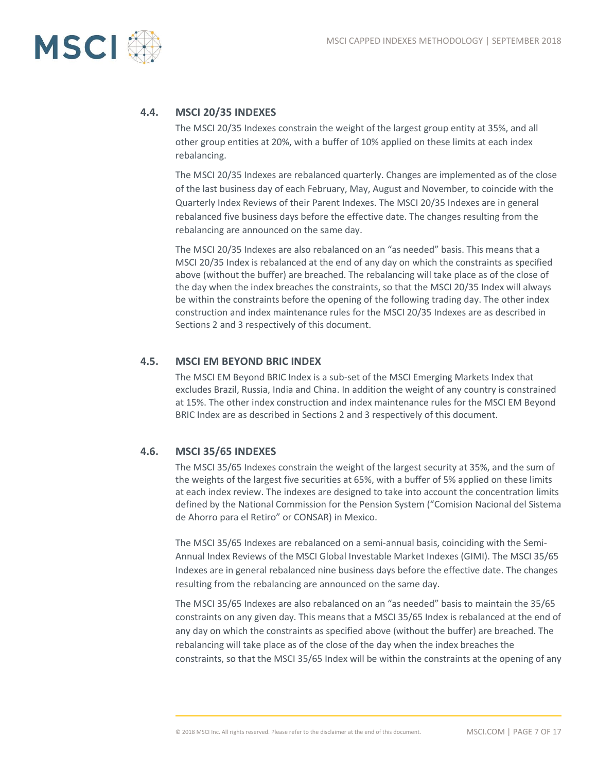## 4.4. MSCI 20/35 INDEXES

The MSCI 20/35 Indexes constrain the weight of the largest group entity at 35%, and all other group entities at 20%, with a buffer of 10% applied on these limits at each index rebalancing.

The MSCI 20/35 Indexes are rebalanced quarterly. Changes are implemented as of the close of the last business day of each February, May, August and November, to coincide with the Quarterly Index Reviews of their Parent Indexes. The MSCI 20/35 Indexes are in general rebalanced five business days before the effective date. The changes resulting from the rebalancing are announced on the same day.

The MSCI 20/35 Indexes are also rebalanced on an "as needed" basis. This means that a MSCI 20/35 Index is rebalanced at the end of any day on which the constraints as specified above (without the buffer) are breached. The rebalancing will take place as of the close of the day when the index breaches the constraints, so that the MSCI 20/35 Index will always be within the constraints before the opening of the following trading day. The other index construction and index maintenance rules for the MSCI 20/35 Indexes are as described in Sections 2 and 3 respectively of this document.

## 4.5. MSCI EM BEYOND BRIC INDEX

The MSCI EM Beyond BRIC Index is a sub-set of the MSCI Emerging Markets Index that excludes Brazil, Russia, India and China. In addition the weight of any country is constrained at 15%. The other index construction and index maintenance rules for the MSCI EM Beyond BRIC Index are as described in Sections 2 and 3 respectively of this document.

## 4.6. MSCI 35/65 INDEXES

The MSCI 35/65 Indexes constrain the weight of the largest security at 35%, and the sum of the weights of the largest five securities at 65%, with a buffer of 5% applied on these limits at each index review. The indexes are designed to take into account the concentration limits defined by the National Commission for the Pension System ("Comision Nacional del Sistema de Ahorro para el Retiro" or CONSAR) in Mexico.

The MSCI 35/65 Indexes are rebalanced on a semi-annual basis, coinciding with the Semi-Annual Index Reviews of the MSCI Global Investable Market Indexes (GIMI). The MSCI 35/65 Indexes are in general rebalanced nine business days before the effective date. The changes resulting from the rebalancing are announced on the same day.

The MSCI 35/65 Indexes are also rebalanced on an "as needed" basis to maintain the 35/65 constraints on any given day. This means that a MSCI 35/65 Index is rebalanced at the end of any day on which the constraints as specified above (without the buffer) are breached. The rebalancing will take place as of the close of the day when the index breaches the constraints, so that the MSCI 35/65 Index will be within the constraints at the opening of any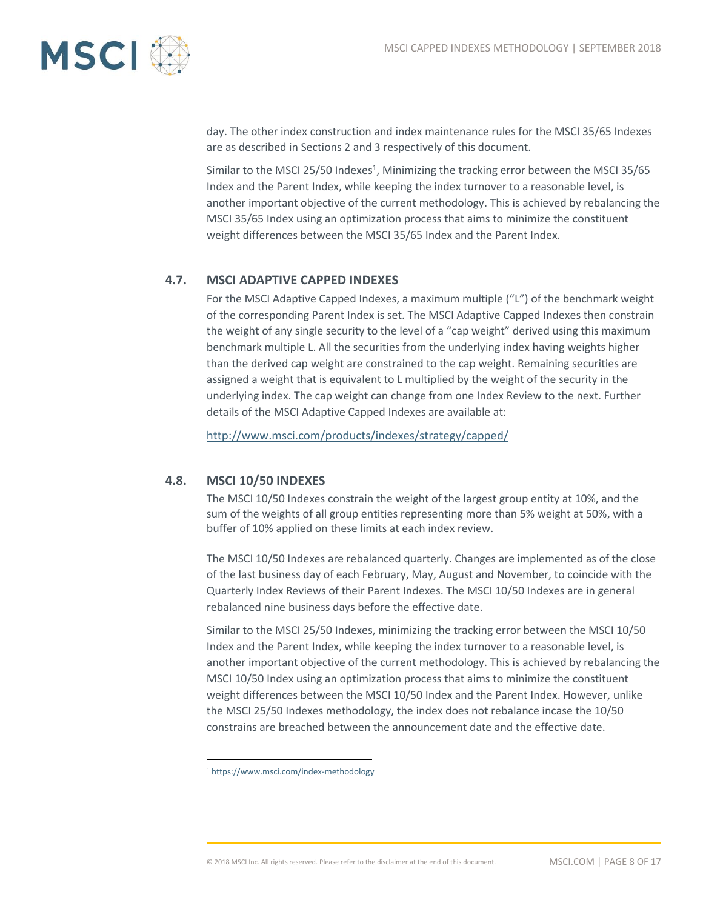day. The other index construction and index maintenance rules for the MSCI 35/65 Indexes are as described in Sections 2 and 3 respectively of this document.

Similar to the MSCI 25/50 Indexes[1], Minimizing the tracking error between the MSCI 35/65 Index and the Parent Index, while keeping the index turnover to a reasonable level, is another important objective of the current methodology. This is achieved by rebalancing the MSCI 35/65 Index using an optimization process that aims to minimize the constituent weight differences between the MSCI 35/65 Index and the Parent Index.

## 4.7. MSCI ADAPTIVE CAPPED INDEXES

For the MSCI Adaptive Capped Indexes, a maximum multiple ("L") of the benchmark weight of the corresponding Parent Index is set. The MSCI Adaptive Capped Indexes then constrain the weight of any single security to the level of a "cap weight" derived using this maximum benchmark multiple L. All the securities from the underlying index having weights higher than the derived cap weight are constrained to the cap weight. Remaining securities are assigned a weight that is equivalent to L multiplied by the weight of the security in the underlying index. The cap weight can change from one Index Review to the next. Further details of the MSCI Adaptive Capped Indexes are available at:

http://www.msci.com/products/indexes/strategy/capped/

## 4.8. MSCI 10/50 INDEXES

The MSCI 10/50 Indexes constrain the weight of the largest group entity at 10%, and the sum of the weights of all group entities representing more than 5% weight at 50%, with a buffer of 10% applied on these limits at each index review.

The MSCI 10/50 Indexes are rebalanced quarterly. Changes are implemented as of the close of the last business day of each February, May, August and November, to coincide with the Quarterly Index Reviews of their Parent Indexes. The MSCI 10/50 Indexes are in general rebalanced nine business days before the effective date.

Similar to the MSCI 25/50 Indexes, minimizing the tracking error between the MSCI 10/50 Index and the Parent Index, while keeping the index turnover to a reasonable level, is another important objective of the current methodology. This is achieved by rebalancing the MSCI 10/50 Index using an optimization process that aims to minimize the constituent weight differences between the MSCI 10/50 Index and the Parent Index. However, unlike the MSCI 25/50 Indexes methodology, the index does not rebalance incase the 10/50 constrains are breached between the announcement date and the effective date.

---

[1] https://www.msci.com/index-methodology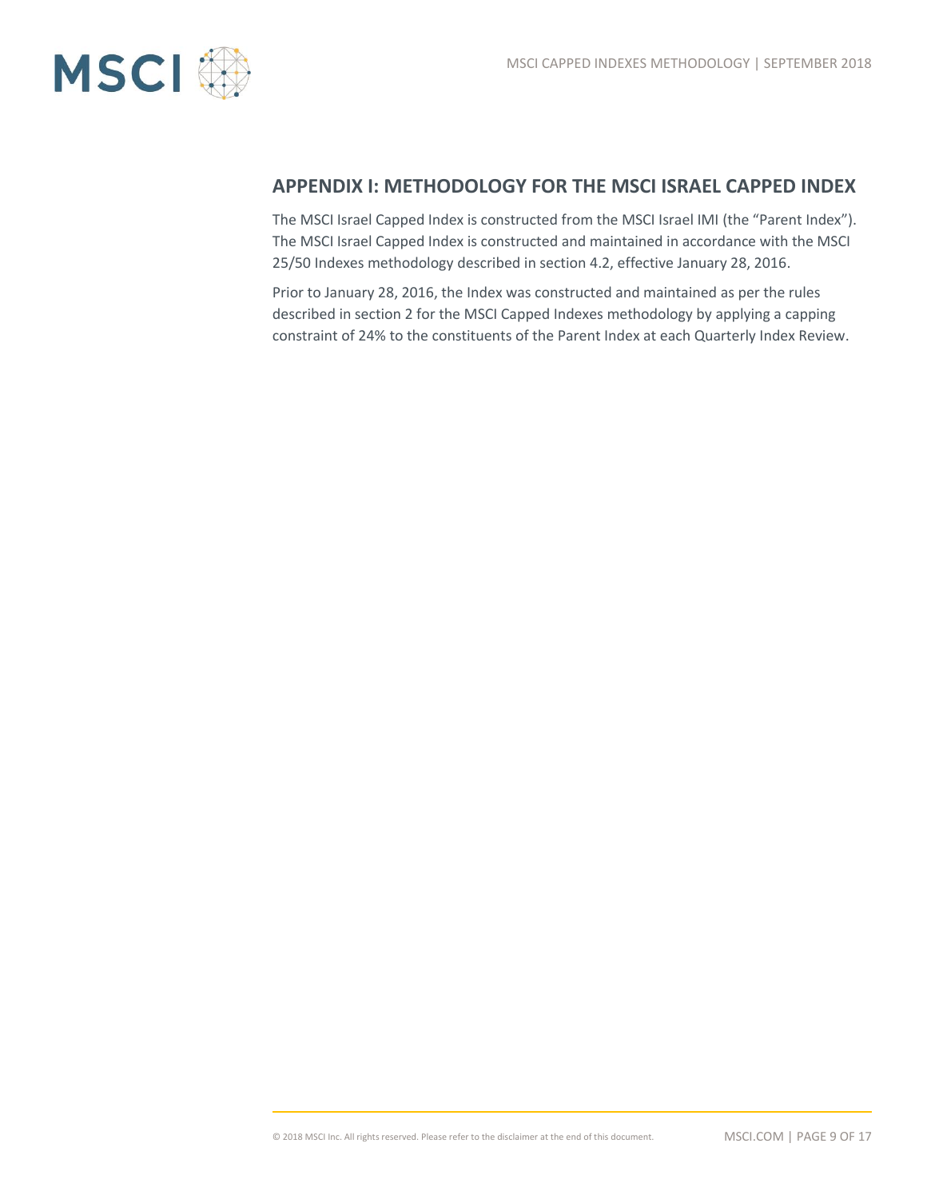## APPENDIX I: METHODOLOGY FOR THE MSCI ISRAEL CAPPED INDEX

The MSCI Israel Capped Index is constructed from the MSCI Israel IMI (the “Parent Index”). The MSCI Israel Capped Index is constructed and maintained in accordance with the MSCI 25/50 Indexes methodology described in section 4.2, effective January 28, 2016.

Prior to January 28, 2016, the Index was constructed and maintained as per the rules described in section 2 for the MSCI Capped Indexes methodology by applying a capping constraint of 24% to the constituents of the Parent Index at each Quarterly Index Review.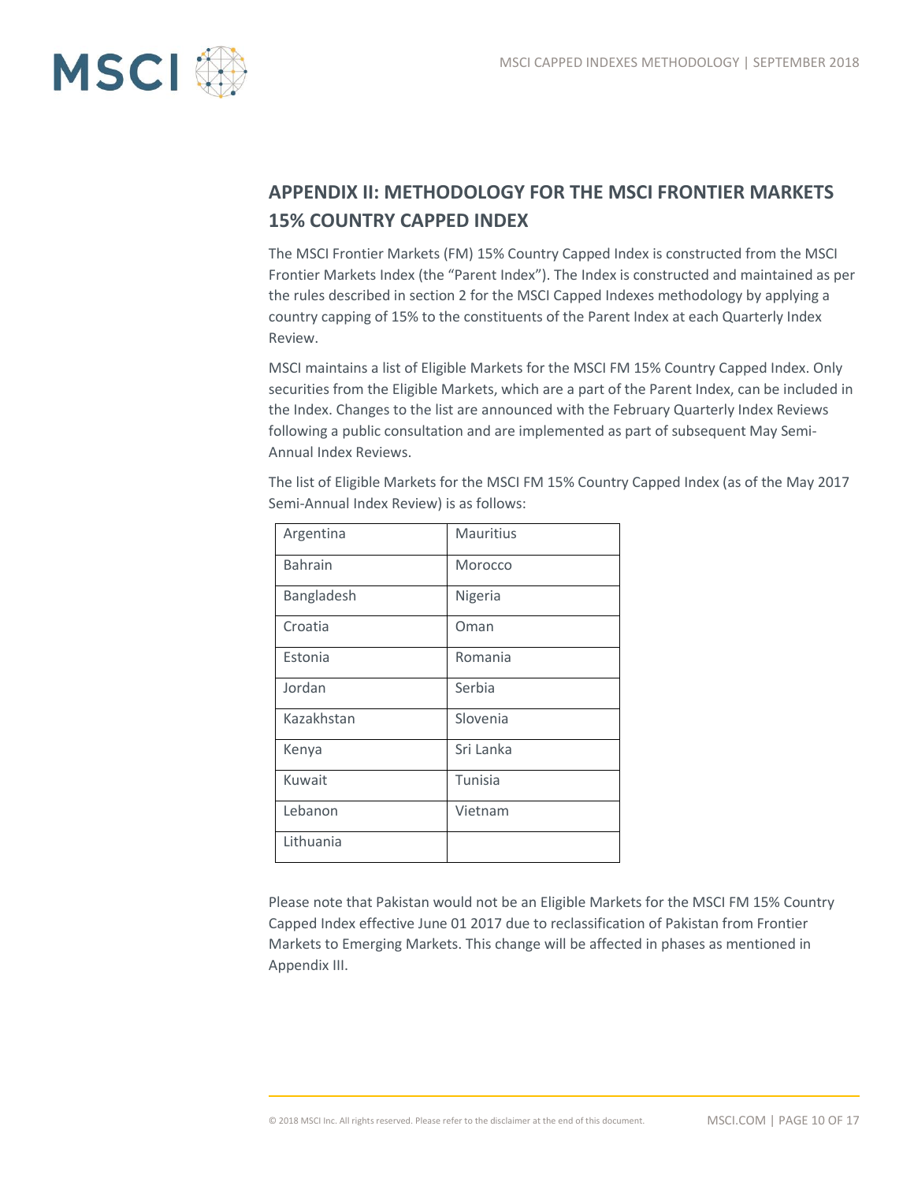## APPENDIX II: METHODOLOGY FOR THE MSCI FRONTIER MARKETS 15% COUNTRY CAPPED INDEX

The MSCI Frontier Markets (FM) 15% Country Capped Index is constructed from the MSCI Frontier Markets Index (the "Parent Index"). The Index is constructed and maintained as per the rules described in section 2 for the MSCI Capped Indexes methodology by applying a country capping of 15% to the constituents of the Parent Index at each Quarterly Index Review.

MSCI maintains a list of Eligible Markets for the MSCI FM 15% Country Capped Index. Only securities from the Eligible Markets, which are a part of the Parent Index, can be included in the Index. Changes to the list are announced with the February Quarterly Index Reviews following a public consultation and are implemented as part of subsequent May Semi-Annual Index Reviews.

The list of Eligible Markets for the MSCI FM 15% Country Capped Index (as of the May 2017 Semi-Annual Index Review) is as follows:

| | |
|---|---|
| Argentina | Mauritius |
| Bahrain | Morocco |
| Bangladesh | Nigeria |
| Croatia | Oman |
| Estonia | Romania |
| Jordan | Serbia |
| Kazakhstan | Slovenia |
| Kenya | Sri Lanka |
| Kuwait | Tunisia |
| Lebanon | Vietnam |
| Lithuania | |

Please note that Pakistan would not be an Eligible Markets for the MSCI FM 15% Country Capped Index effective June 01 2017 due to reclassification of Pakistan from Frontier Markets to Emerging Markets. This change will be affected in phases as mentioned in Appendix III.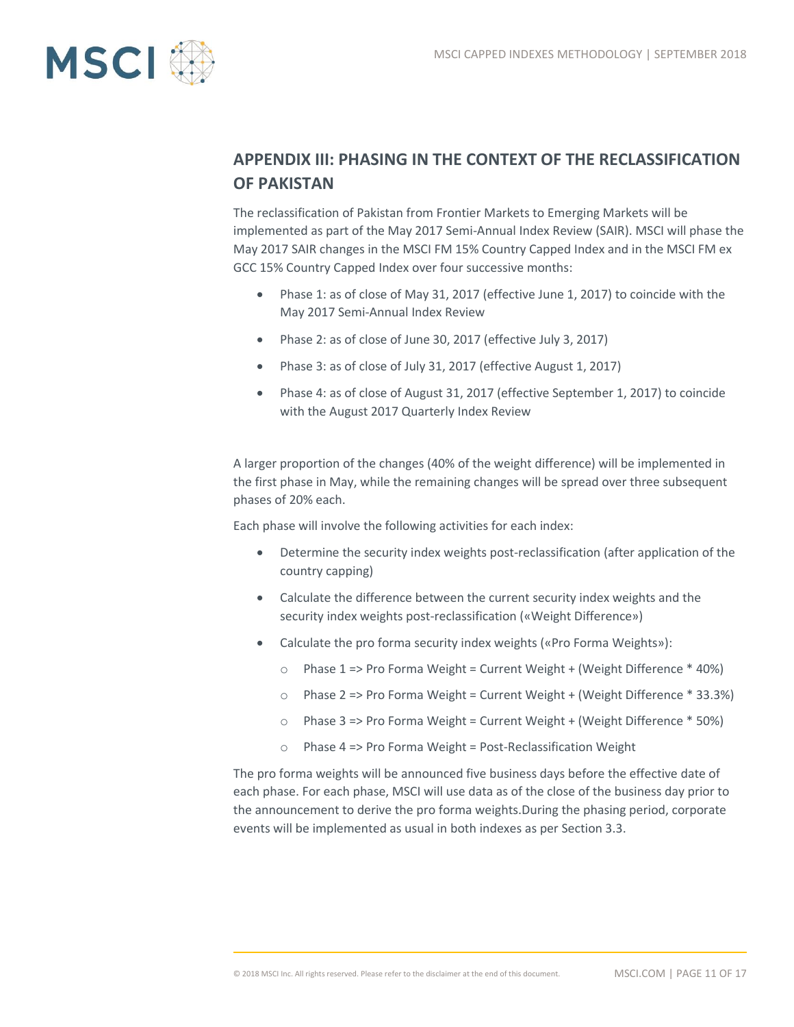## APPENDIX III: PHASING IN THE CONTEXT OF THE RECLASSIFICATION OF PAKISTAN

The reclassification of Pakistan from Frontier Markets to Emerging Markets will be implemented as part of the May 2017 Semi-Annual Index Review (SAIR). MSCI will phase the May 2017 SAIR changes in the MSCI FM 15% Country Capped Index and in the MSCI FM ex GCC 15% Country Capped Index over four successive months:

- Phase 1: as of close of May 31, 2017 (effective June 1, 2017) to coincide with the May 2017 Semi-Annual Index Review
- Phase 2: as of close of June 30, 2017 (effective July 3, 2017)
- Phase 3: as of close of July 31, 2017 (effective August 1, 2017)
- Phase 4: as of close of August 31, 2017 (effective September 1, 2017) to coincide with the August 2017 Quarterly Index Review

A larger proportion of the changes (40% of the weight difference) will be implemented in the first phase in May, while the remaining changes will be spread over three subsequent phases of 20% each.

Each phase will involve the following activities for each index:

- Determine the security index weights post-reclassification (after application of the country capping)
- Calculate the difference between the current security index weights and the security index weights post-reclassification («Weight Difference»)
- Calculate the pro forma security index weights («Pro Forma Weights»):
  - Phase 1 => Pro Forma Weight = Current Weight + (Weight Difference * 40%)
  - Phase 2 => Pro Forma Weight = Current Weight + (Weight Difference * 33.3%)
  - Phase 3 => Pro Forma Weight = Current Weight + (Weight Difference * 50%)
  - Phase 4 => Pro Forma Weight = Post-Reclassification Weight

The pro forma weights will be announced five business days before the effective date of each phase. For each phase, MSCI will use data as of the close of the business day prior to the announcement to derive the pro forma weights.During the phasing period, corporate events will be implemented as usual in both indexes as per Section 3.3.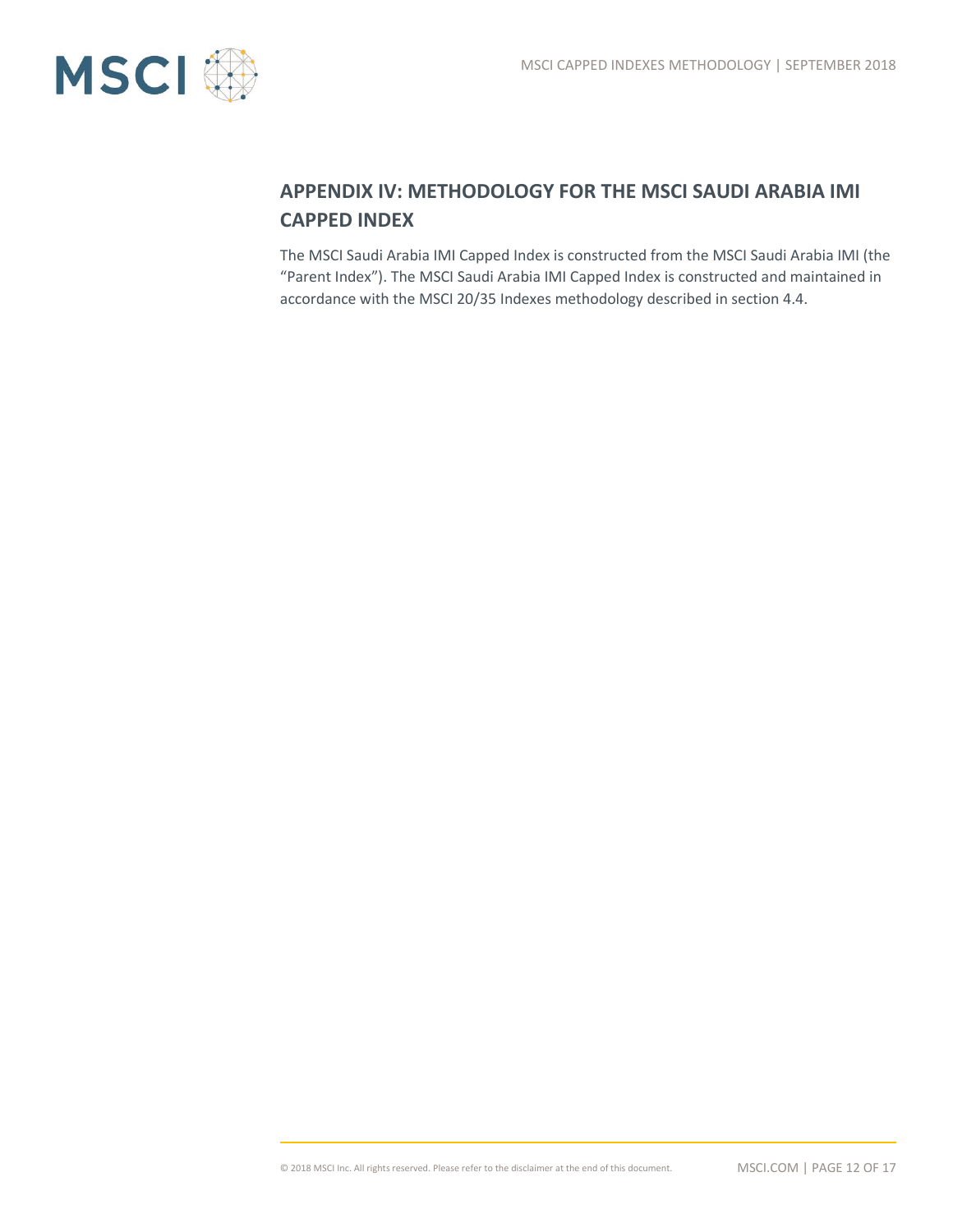## APPENDIX IV: METHODOLOGY FOR THE MSCI SAUDI ARABIA IMI CAPPED INDEX

The MSCI Saudi Arabia IMI Capped Index is constructed from the MSCI Saudi Arabia IMI (the "Parent Index"). The MSCI Saudi Arabia IMI Capped Index is constructed and maintained in accordance with the MSCI 20/35 Indexes methodology described in section 4.4.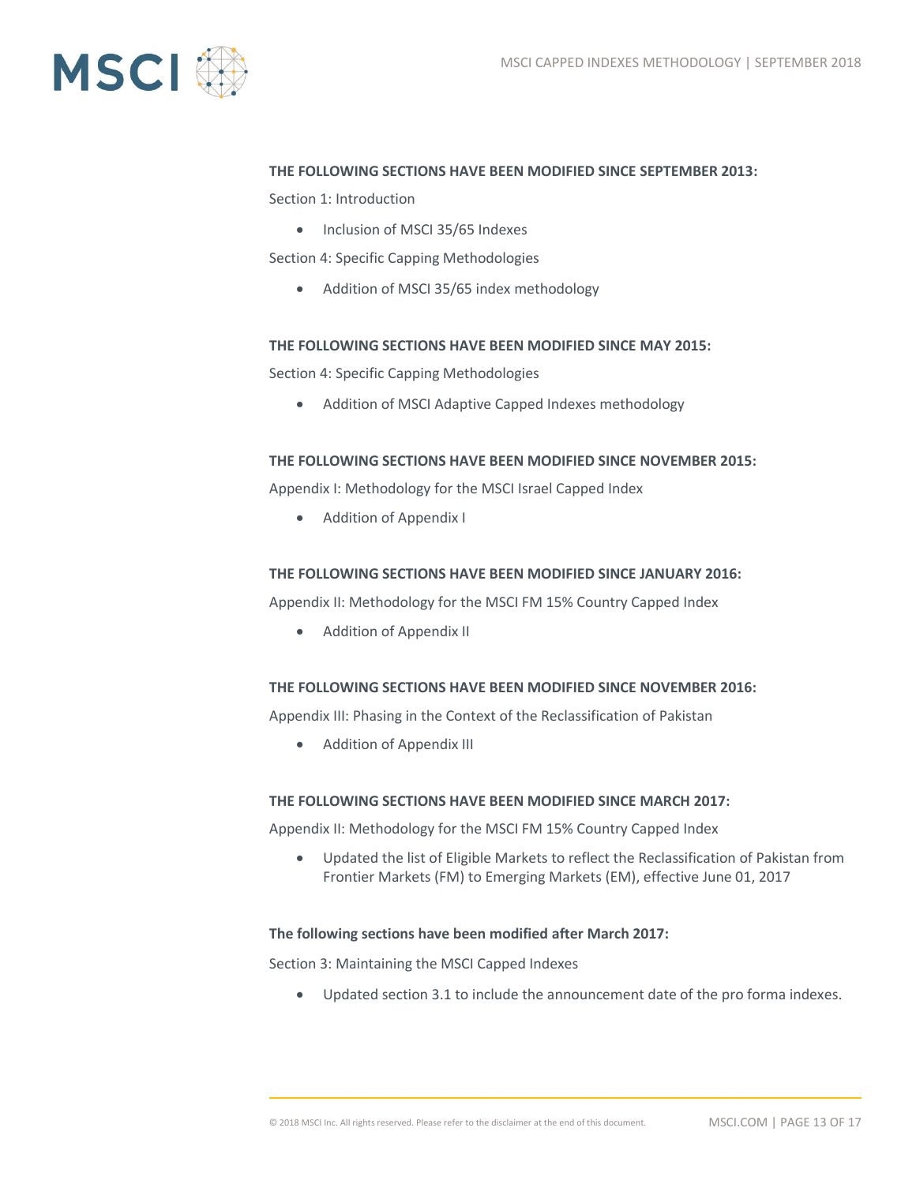**THE FOLLOWING SECTIONS HAVE BEEN MODIFIED SINCE SEPTEMBER 2013:**

Section 1: Introduction

- Inclusion of MSCI 35/65 Indexes

Section 4: Specific Capping Methodologies

- Addition of MSCI 35/65 index methodology

**THE FOLLOWING SECTIONS HAVE BEEN MODIFIED SINCE MAY 2015:**

Section 4: Specific Capping Methodologies

- Addition of MSCI Adaptive Capped Indexes methodology

**THE FOLLOWING SECTIONS HAVE BEEN MODIFIED SINCE NOVEMBER 2015:**

Appendix I: Methodology for the MSCI Israel Capped Index

- Addition of Appendix I

**THE FOLLOWING SECTIONS HAVE BEEN MODIFIED SINCE JANUARY 2016:**

Appendix II: Methodology for the MSCI FM 15% Country Capped Index

- Addition of Appendix II

**THE FOLLOWING SECTIONS HAVE BEEN MODIFIED SINCE NOVEMBER 2016:**

Appendix III: Phasing in the Context of the Reclassification of Pakistan

- Addition of Appendix III

**THE FOLLOWING SECTIONS HAVE BEEN MODIFIED SINCE MARCH 2017:**

Appendix II: Methodology for the MSCI FM 15% Country Capped Index

- Updated the list of Eligible Markets to reflect the Reclassification of Pakistan from Frontier Markets (FM) to Emerging Markets (EM), effective June 01, 2017

**The following sections have been modified after March 2017:**

Section 3: Maintaining the MSCI Capped Indexes

- Updated section 3.1 to include the announcement date of the pro forma indexes.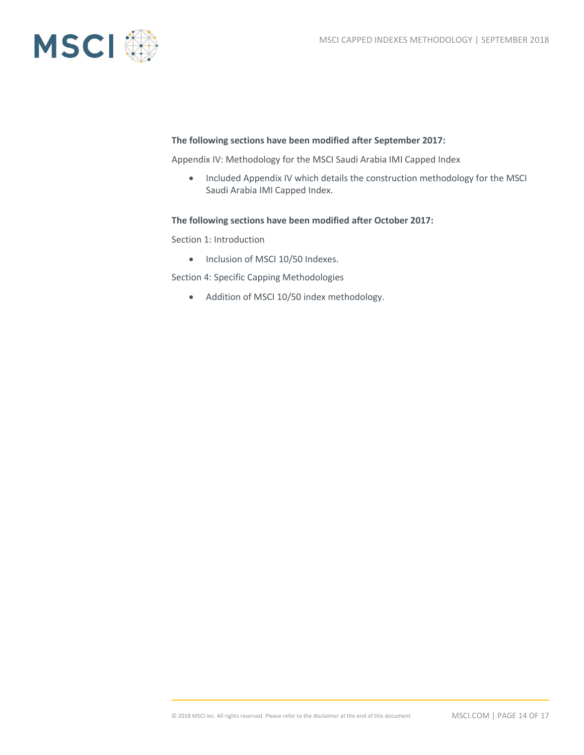**The following sections have been modified after September 2017:**

Appendix IV: Methodology for the MSCI Saudi Arabia IMI Capped Index

- Included Appendix IV which details the construction methodology for the MSCI Saudi Arabia IMI Capped Index.

**The following sections have been modified after October 2017:**

Section 1: Introduction

- Inclusion of MSCI 10/50 Indexes.

Section 4: Specific Capping Methodologies

- Addition of MSCI 10/50 index methodology.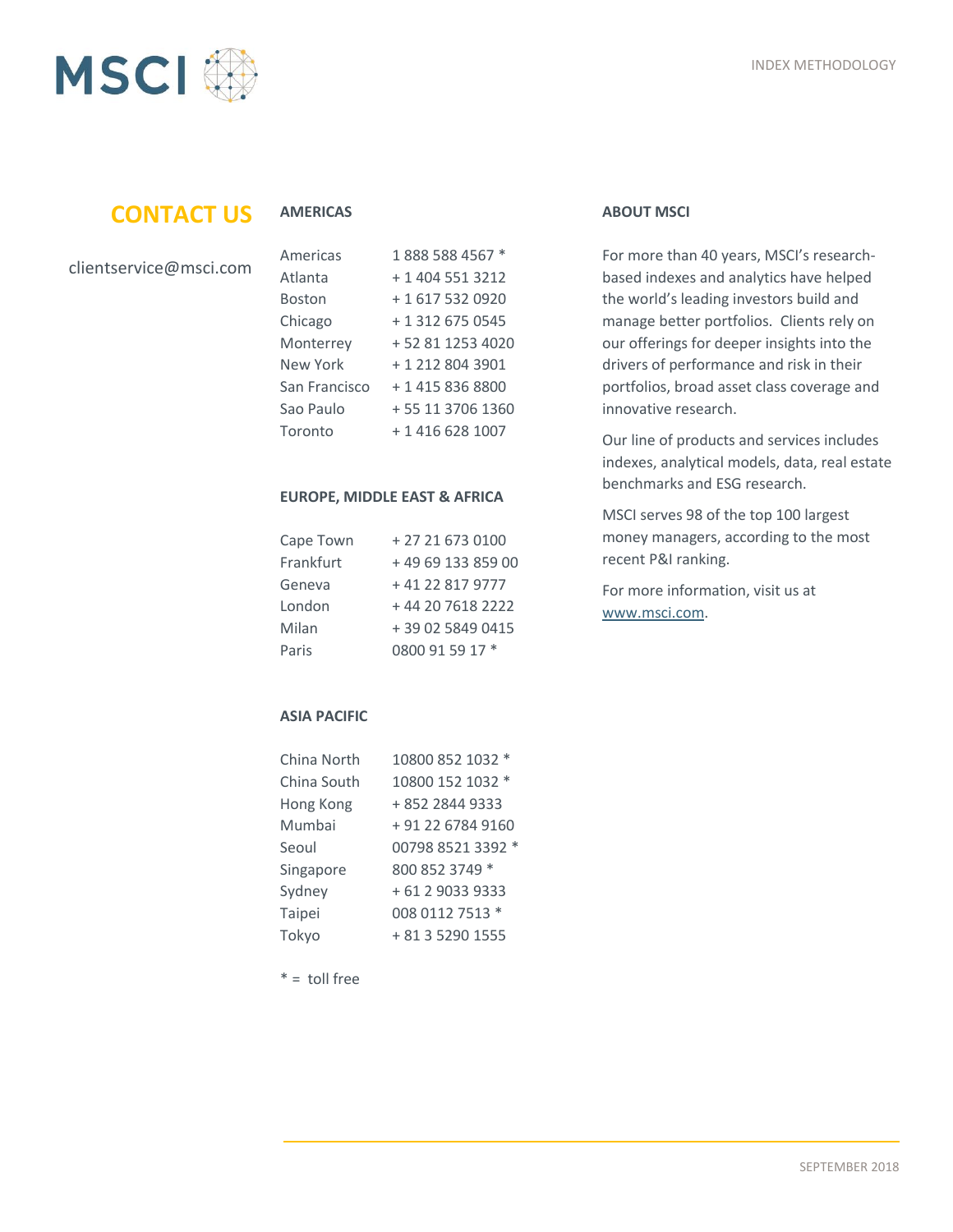## CONTACT US

clientservice@msci.com

### AMERICAS

| | |
|---|---|
| Americas | 1 888 588 4567 * |
| Atlanta | + 1 404 551 3212 |
| Boston | + 1 617 532 0920 |
| Chicago | + 1 312 675 0545 |
| Monterrey | + 52 81 1253 4020 |
| New York | + 1 212 804 3901 |
| San Francisco | + 1 415 836 8800 |
| Sao Paulo | + 55 11 3706 1360 |
| Toronto | + 1 416 628 1007 |

### EUROPE, MIDDLE EAST & AFRICA

| | |
|---|---|
| Cape Town | + 27 21 673 0100 |
| Frankfurt | + 49 69 133 859 00 |
| Geneva | + 41 22 817 9777 |
| London | + 44 20 7618 2222 |
| Milan | + 39 02 5849 0415 |
| Paris | 0800 91 59 17 * |

### ASIA PACIFIC

| | |
|---|---|
| China North | 10800 852 1032 * |
| China South | 10800 152 1032 * |
| Hong Kong | + 852 2844 9333 |
| Mumbai | + 91 22 6784 9160 |
| Seoul | 00798 8521 3392 * |
| Singapore | 800 852 3749 * |
| Sydney | + 61 2 9033 9333 |
| Taipei | 008 0112 7513 * |
| Tokyo | + 81 3 5290 1555 |

* = toll free

### ABOUT MSCI

For more than 40 years, MSCI's research-based indexes and analytics have helped the world's leading investors build and manage better portfolios. Clients rely on our offerings for deeper insights into the drivers of performance and risk in their portfolios, broad asset class coverage and innovative research.

Our line of products and services includes indexes, analytical models, data, real estate benchmarks and ESG research.

MSCI serves 98 of the top 100 largest money managers, according to the most recent P&I ranking.

For more information, visit us at www.msci.com.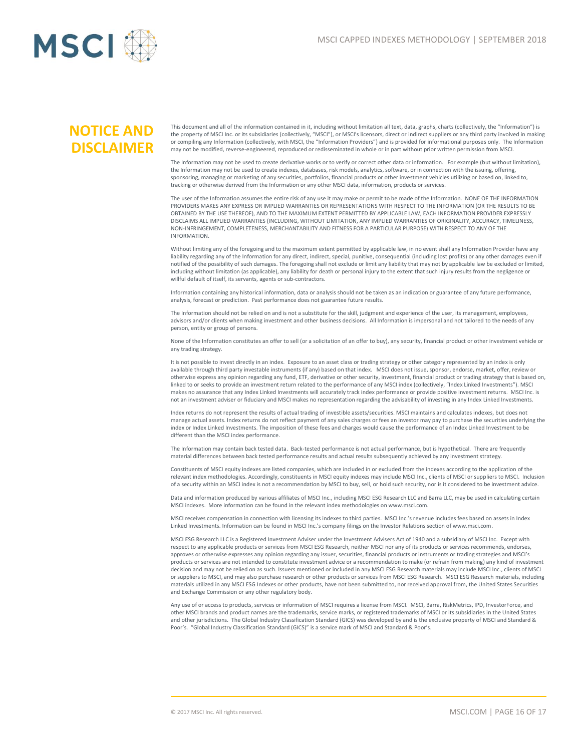# NOTICE AND DISCLAIMER

This document and all of the information contained in it, including without limitation all text, data, graphs, charts (collectively, the "Information") is the property of MSCI Inc. or its subsidiaries (collectively, "MSCI"), or MSCI's licensors, direct or indirect suppliers or any third party involved in making or compiling any Information (collectively, with MSCI, the "Information Providers") and is provided for informational purposes only. The Information may not be modified, reverse-engineered, reproduced or redisseminated in whole or in part without prior written permission from MSCI.

The Information may not be used to create derivative works or to verify or correct other data or information. For example (but without limitation), the Information may not be used to create indexes, databases, risk models, analytics, software, or in connection with the issuing, offering, sponsoring, managing or marketing of any securities, portfolios, financial products or other investment vehicles utilizing or based on, linked to, tracking or otherwise derived from the Information or any other MSCI data, information, products or services.

The user of the Information assumes the entire risk of any use it may make or permit to be made of the Information. NONE OF THE INFORMATION PROVIDERS MAKES ANY EXPRESS OR IMPLIED WARRANTIES OR REPRESENTATIONS WITH RESPECT TO THE INFORMATION (OR THE RESULTS TO BE OBTAINED BY THE USE THEREOF), AND TO THE MAXIMUM EXTENT PERMITTED BY APPLICABLE LAW, EACH INFORMATION PROVIDER EXPRESSLY DISCLAIMS ALL IMPLIED WARRANTIES (INCLUDING, WITHOUT LIMITATION, ANY IMPLIED WARRANTIES OF ORIGINALITY, ACCURACY, TIMELINESS, NON-INFRINGEMENT, COMPLETENESS, MERCHANTABILITY AND FITNESS FOR A PARTICULAR PURPOSE) WITH RESPECT TO ANY OF THE INFORMATION.

Without limiting any of the foregoing and to the maximum extent permitted by applicable law, in no event shall any Information Provider have any liability regarding any of the Information for any direct, indirect, special, punitive, consequential (including lost profits) or any other damages even if notified of the possibility of such damages. The foregoing shall not exclude or limit any liability that may not by applicable law be excluded or limited, including without limitation (as applicable), any liability for death or personal injury to the extent that such injury results from the negligence or willful default of itself, its servants, agents or sub-contractors.

Information containing any historical information, data or analysis should not be taken as an indication or guarantee of any future performance, analysis, forecast or prediction. Past performance does not guarantee future results.

The Information should not be relied on and is not a substitute for the skill, judgment and experience of the user, its management, employees, advisors and/or clients when making investment and other business decisions. All Information is impersonal and not tailored to the needs of any person, entity or group of persons.

None of the Information constitutes an offer to sell (or a solicitation of an offer to buy), any security, financial product or other investment vehicle or any trading strategy.

It is not possible to invest directly in an index. Exposure to an asset class or trading strategy or other category represented by an index is only available through third party investable instruments (if any) based on that index. MSCI does not issue, sponsor, endorse, market, offer, review or otherwise express any opinion regarding any fund, ETF, derivative or other security, investment, financial product or trading strategy that is based on, linked to or seeks to provide an investment return related to the performance of any MSCI index (collectively, "Index Linked Investments"). MSCI makes no assurance that any Index Linked Investments will accurately track index performance or provide positive investment returns. MSCI Inc. is not an investment adviser or fiduciary and MSCI makes no representation regarding the advisability of investing in any Index Linked Investments.

Index returns do not represent the results of actual trading of investible assets/securities. MSCI maintains and calculates indexes, but does not manage actual assets. Index returns do not reflect payment of any sales charges or fees an investor may pay to purchase the securities underlying the index or Index Linked Investments. The imposition of these fees and charges would cause the performance of an Index Linked Investment to be different than the MSCI index performance.

The Information may contain back tested data. Back-tested performance is not actual performance, but is hypothetical. There are frequently material differences between back tested performance results and actual results subsequently achieved by any investment strategy.

Constituents of MSCI equity indexes are listed companies, which are included in or excluded from the indexes according to the application of the relevant index methodologies. Accordingly, constituents in MSCI equity indexes may include MSCI Inc., clients of MSCI or suppliers to MSCI. Inclusion of a security within an MSCI index is not a recommendation by MSCI to buy, sell, or hold such security, nor is it considered to be investment advice.

Data and information produced by various affiliates of MSCI Inc., including MSCI ESG Research LLC and Barra LLC, may be used in calculating certain MSCI indexes. More information can be found in the relevant index methodologies on www.msci.com.

MSCI receives compensation in connection with licensing its indexes to third parties. MSCI Inc.'s revenue includes fees based on assets in Index Linked Investments. Information can be found in MSCI Inc.'s company filings on the Investor Relations section of www.msci.com.

MSCI ESG Research LLC is a Registered Investment Adviser under the Investment Advisers Act of 1940 and a subsidiary of MSCI Inc. Except with respect to any applicable products or services from MSCI ESG Research, neither MSCI nor any of its products or services recommends, endorses, approves or otherwise expresses any opinion regarding any issuer, securities, financial products or instruments or trading strategies and MSCI's products or services are not intended to constitute investment advice or a recommendation to make (or refrain from making) any kind of investment decision and may not be relied on as such. Issuers mentioned or included in any MSCI ESG Research materials may include MSCI Inc., clients of MSCI or suppliers to MSCI, and may also purchase research or other products or services from MSCI ESG Research. MSCI ESG Research materials, including materials utilized in any MSCI ESG Indexes or other products, have not been submitted to, nor received approval from, the United States Securities and Exchange Commission or any other regulatory body.

Any use of or access to products, services or information of MSCI requires a license from MSCI. MSCI, Barra, RiskMetrics, IPD, InvestorForce, and other MSCI brands and product names are the trademarks, service marks, or registered trademarks of MSCI or its subsidiaries in the United States and other jurisdictions. The Global Industry Classification Standard (GICS) was developed by and is the exclusive property of MSCI and Standard & Poor's. "Global Industry Classification Standard (GICS)" is a service mark of MSCI and Standard & Poor's.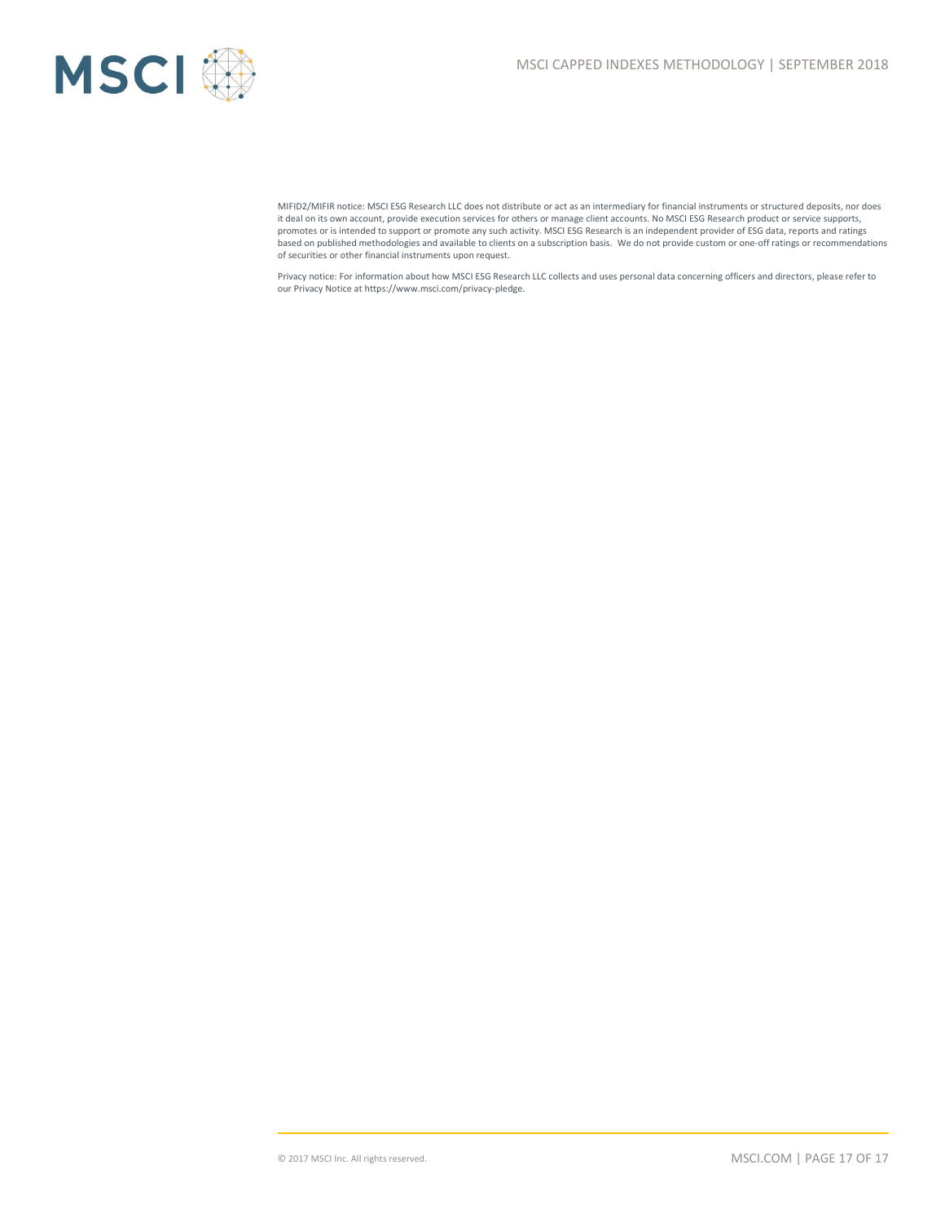MIFID2/MIFIR notice: MSCI ESG Research LLC does not distribute or act as an intermediary for financial instruments or structured deposits, nor does it deal on its own account, provide execution services for others or manage client accounts. No MSCI ESG Research product or service supports, promotes or is intended to support or promote any such activity. MSCI ESG Research is an independent provider of ESG data, reports and ratings based on published methodologies and available to clients on a subscription basis. We do not provide custom or one-off ratings or recommendations of securities or other financial instruments upon request.

Privacy notice: For information about how MSCI ESG Research LLC collects and uses personal data concerning officers and directors, please refer to our Privacy Notice at https://www.msci.com/privacy-pledge.